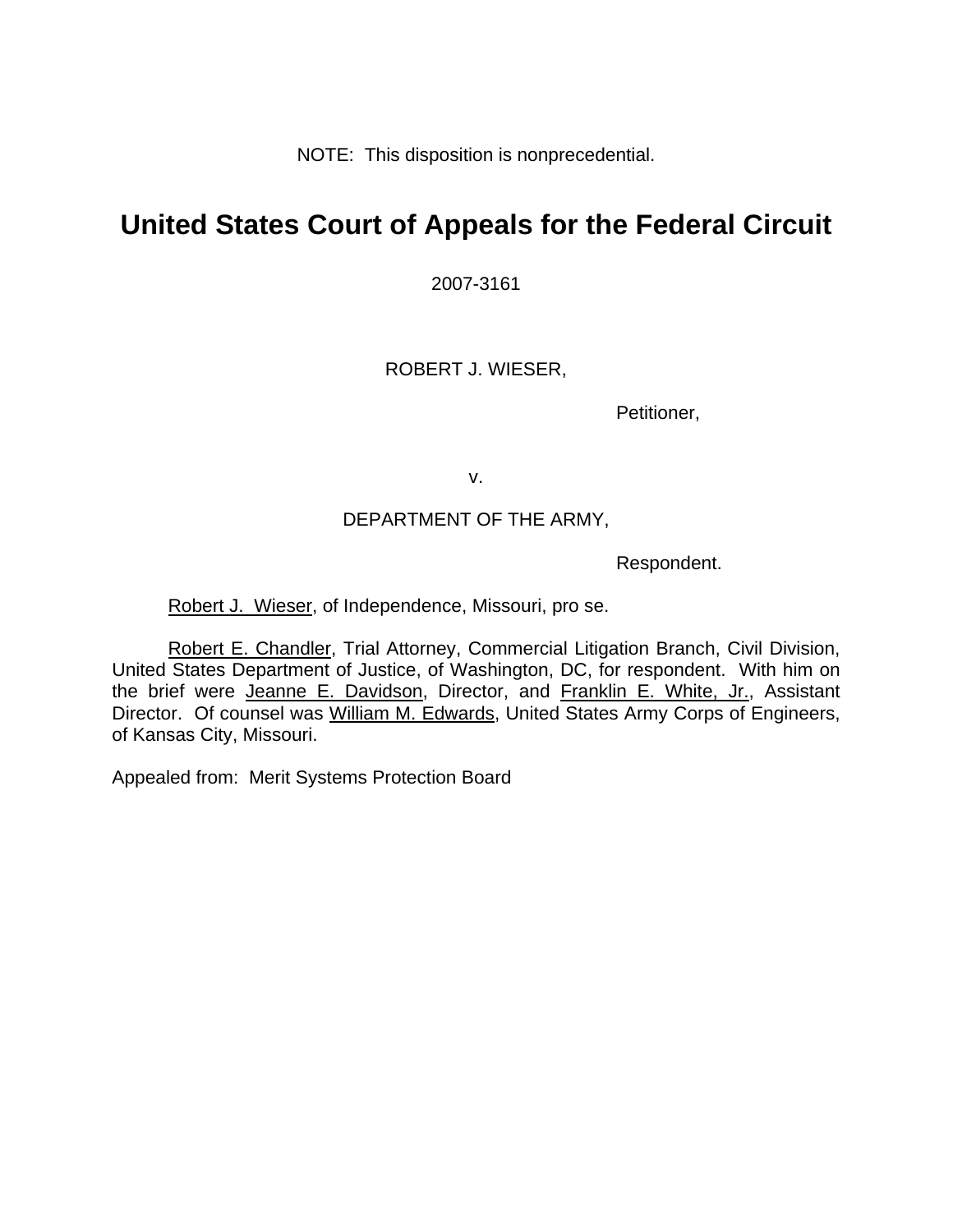NOTE: This disposition is nonprecedential.

# United States Court of Appeals for the Federal Circuit

2007-3161

ROBERT J. WIESER,

Petitioner,

v.

DEPARTMENT OF THE ARMY,

Respondent.

Robert J. Wieser, of Independence, Missouri, pro se.

Robert E. Chandler, Trial Attorney, Commercial Litigation Branch, Civil Division, United States Department of Justice, of Washington, DC, for respondent. With him on the brief were Jeanne E. Davidson, Director, and Franklin E. White, Jr., Assistant Director. Of counsel was William M. Edwards, United States Army Corps of Engineers, of Kansas City, Missouri.

Appealed from: Merit Systems Protection Board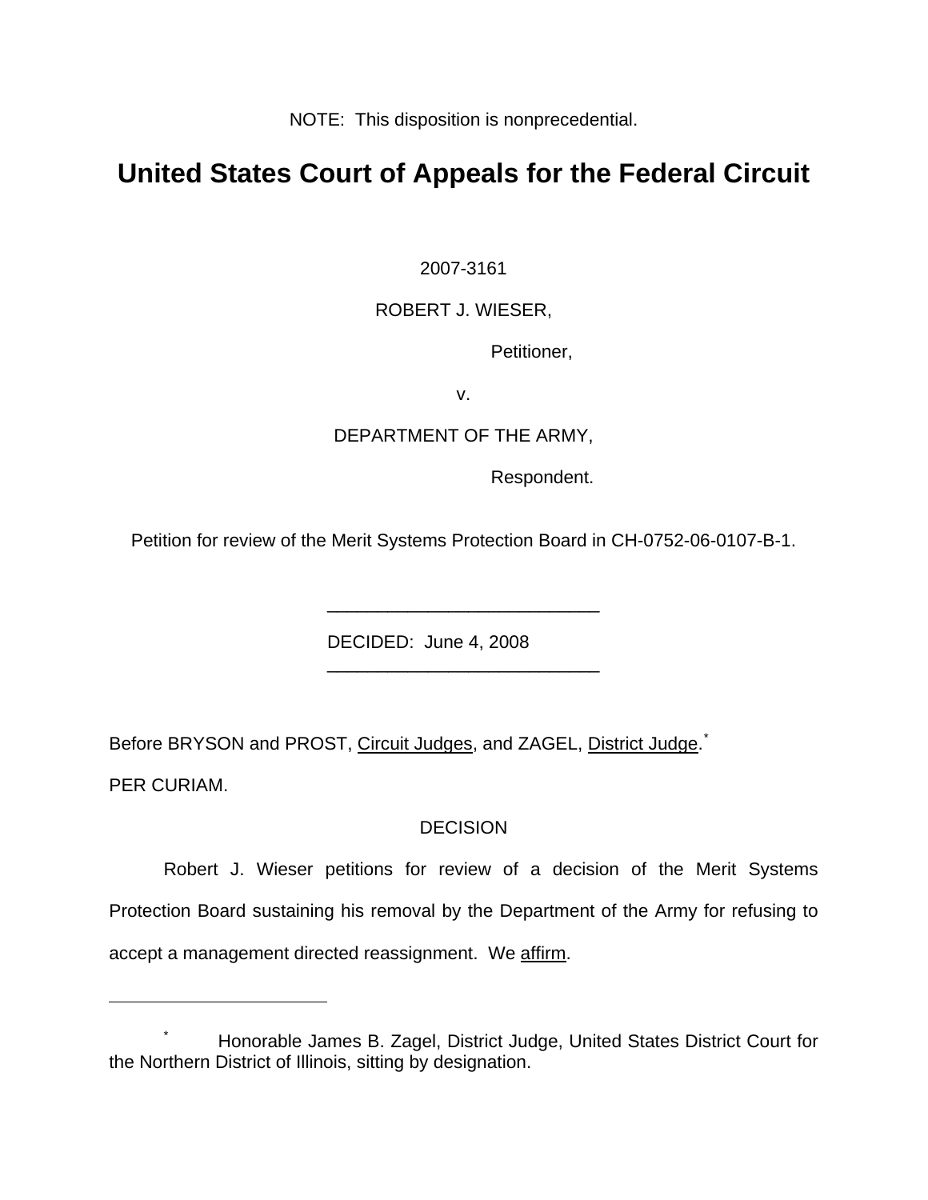NOTE: This disposition is nonprecedential.

# United States Court of Appeals for the Federal Circuit

2007-3161

ROBERT J. WIESER,

Petitioner,

v.

DEPARTMENT OF THE ARMY,

Respondent.

Petition for review of the Merit Systems Protection Board in CH-0752-06-0107-B-1.

---

DECIDED: June 4, 2008

---

Before BRYSON and PROST, Circuit Judges, and ZAGEL, District Judge.*

PER CURIAM.

DECISION

Robert J. Wieser petitions for review of a decision of the Merit Systems Protection Board sustaining his removal by the Department of the Army for refusing to accept a management directed reassignment. We affirm.

---

* Honorable James B. Zagel, District Judge, United States District Court for the Northern District of Illinois, sitting by designation.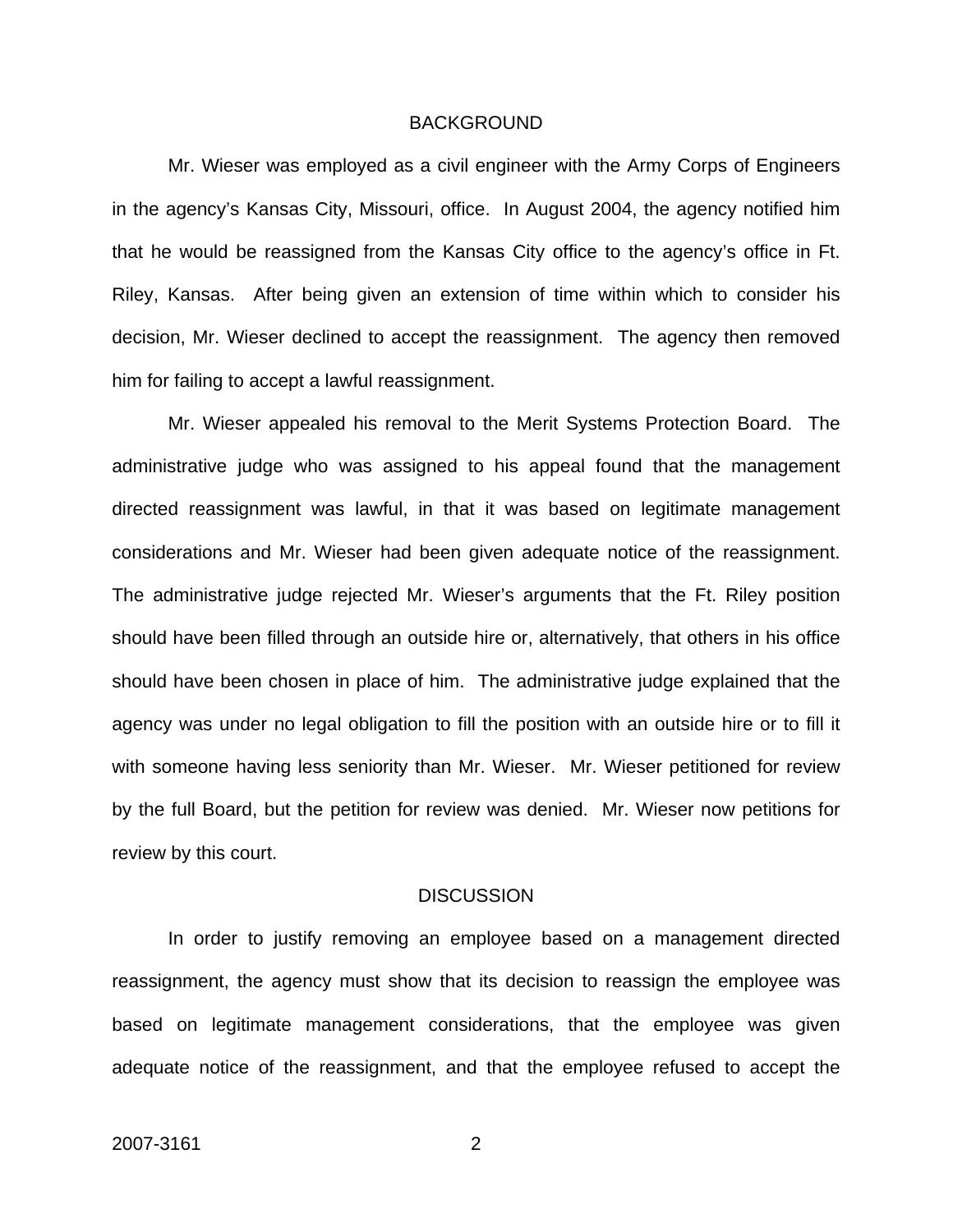## BACKGROUND

Mr. Wieser was employed as a civil engineer with the Army Corps of Engineers in the agency's Kansas City, Missouri, office. In August 2004, the agency notified him that he would be reassigned from the Kansas City office to the agency's office in Ft. Riley, Kansas. After being given an extension of time within which to consider his decision, Mr. Wieser declined to accept the reassignment. The agency then removed him for failing to accept a lawful reassignment.

Mr. Wieser appealed his removal to the Merit Systems Protection Board. The administrative judge who was assigned to his appeal found that the management directed reassignment was lawful, in that it was based on legitimate management considerations and Mr. Wieser had been given adequate notice of the reassignment. The administrative judge rejected Mr. Wieser's arguments that the Ft. Riley position should have been filled through an outside hire or, alternatively, that others in his office should have been chosen in place of him. The administrative judge explained that the agency was under no legal obligation to fill the position with an outside hire or to fill it with someone having less seniority than Mr. Wieser. Mr. Wieser petitioned for review by the full Board, but the petition for review was denied. Mr. Wieser now petitions for review by this court.

## DISCUSSION

In order to justify removing an employee based on a management directed reassignment, the agency must show that its decision to reassign the employee was based on legitimate management considerations, that the employee was given adequate notice of the reassignment, and that the employee refused to accept the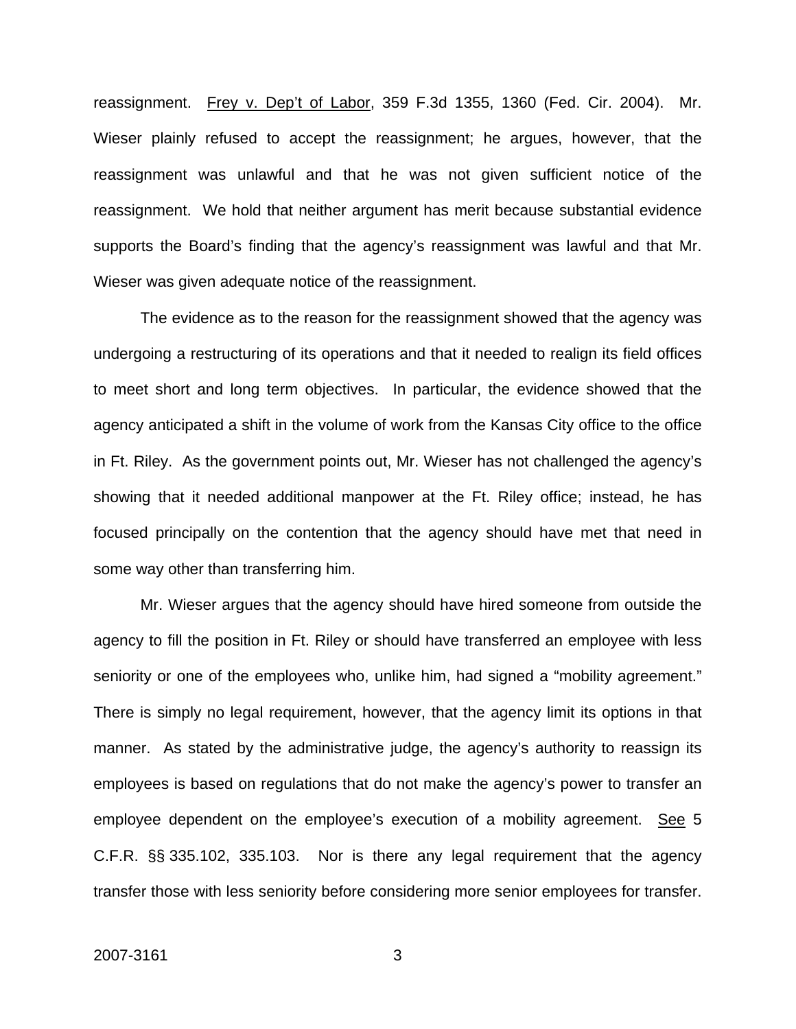reassignment. Frey v. Dep't of Labor, 359 F.3d 1355, 1360 (Fed. Cir. 2004). Mr. Wieser plainly refused to accept the reassignment; he argues, however, that the reassignment was unlawful and that he was not given sufficient notice of the reassignment. We hold that neither argument has merit because substantial evidence supports the Board's finding that the agency's reassignment was lawful and that Mr. Wieser was given adequate notice of the reassignment.

The evidence as to the reason for the reassignment showed that the agency was undergoing a restructuring of its operations and that it needed to realign its field offices to meet short and long term objectives. In particular, the evidence showed that the agency anticipated a shift in the volume of work from the Kansas City office to the office in Ft. Riley. As the government points out, Mr. Wieser has not challenged the agency's showing that it needed additional manpower at the Ft. Riley office; instead, he has focused principally on the contention that the agency should have met that need in some way other than transferring him.

Mr. Wieser argues that the agency should have hired someone from outside the agency to fill the position in Ft. Riley or should have transferred an employee with less seniority or one of the employees who, unlike him, had signed a "mobility agreement." There is simply no legal requirement, however, that the agency limit its options in that manner. As stated by the administrative judge, the agency's authority to reassign its employees is based on regulations that do not make the agency's power to transfer an employee dependent on the employee's execution of a mobility agreement. See 5 C.F.R. §§ 335.102, 335.103. Nor is there any legal requirement that the agency transfer those with less seniority before considering more senior employees for transfer.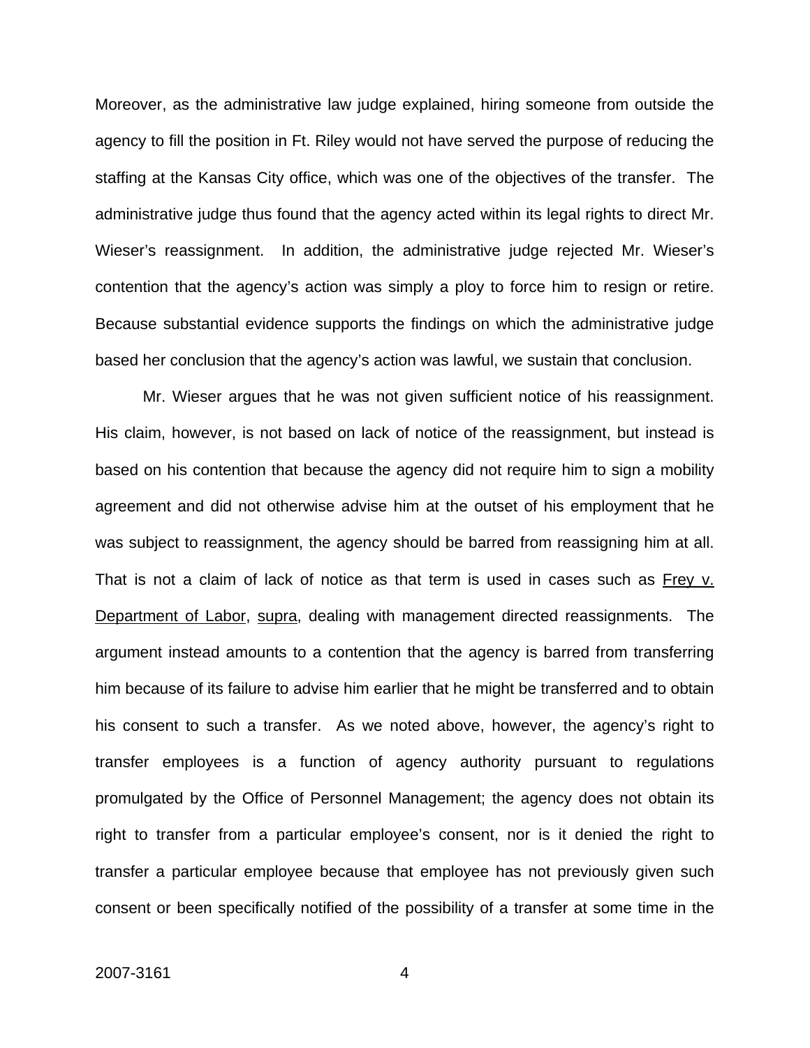Moreover, as the administrative law judge explained, hiring someone from outside the agency to fill the position in Ft. Riley would not have served the purpose of reducing the staffing at the Kansas City office, which was one of the objectives of the transfer. The administrative judge thus found that the agency acted within its legal rights to direct Mr. Wieser's reassignment. In addition, the administrative judge rejected Mr. Wieser's contention that the agency's action was simply a ploy to force him to resign or retire. Because substantial evidence supports the findings on which the administrative judge based her conclusion that the agency's action was lawful, we sustain that conclusion.

Mr. Wieser argues that he was not given sufficient notice of his reassignment. His claim, however, is not based on lack of notice of the reassignment, but instead is based on his contention that because the agency did not require him to sign a mobility agreement and did not otherwise advise him at the outset of his employment that he was subject to reassignment, the agency should be barred from reassigning him at all. That is not a claim of lack of notice as that term is used in cases such as Frey v. Department of Labor, supra, dealing with management directed reassignments. The argument instead amounts to a contention that the agency is barred from transferring him because of its failure to advise him earlier that he might be transferred and to obtain his consent to such a transfer. As we noted above, however, the agency's right to transfer employees is a function of agency authority pursuant to regulations promulgated by the Office of Personnel Management; the agency does not obtain its right to transfer from a particular employee's consent, nor is it denied the right to transfer a particular employee because that employee has not previously given such consent or been specifically notified of the possibility of a transfer at some time in the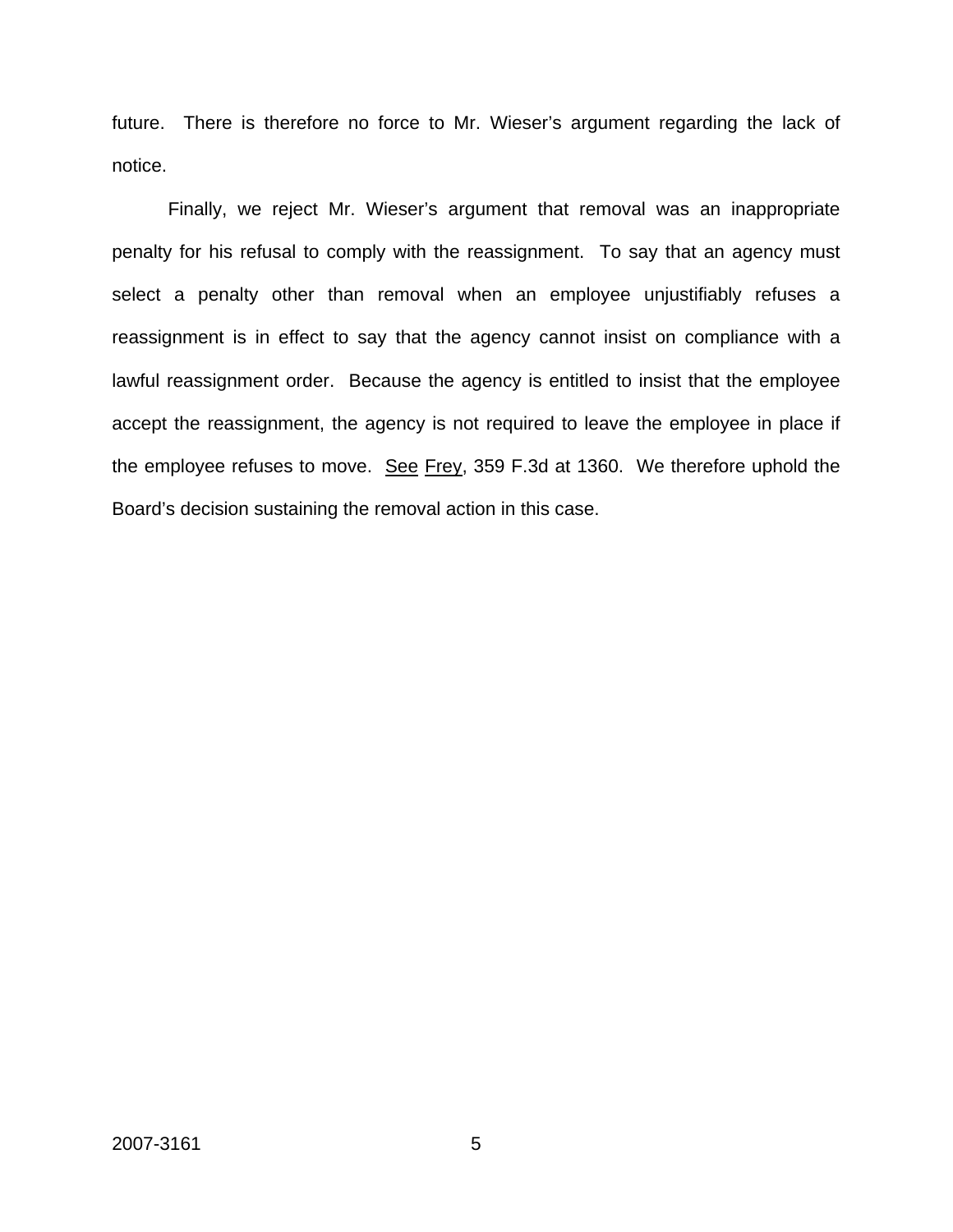future. There is therefore no force to Mr. Wieser's argument regarding the lack of notice.

Finally, we reject Mr. Wieser's argument that removal was an inappropriate penalty for his refusal to comply with the reassignment. To say that an agency must select a penalty other than removal when an employee unjustifiably refuses a reassignment is in effect to say that the agency cannot insist on compliance with a lawful reassignment order. Because the agency is entitled to insist that the employee accept the reassignment, the agency is not required to leave the employee in place if the employee refuses to move. See Frey, 359 F.3d at 1360. We therefore uphold the Board's decision sustaining the removal action in this case.